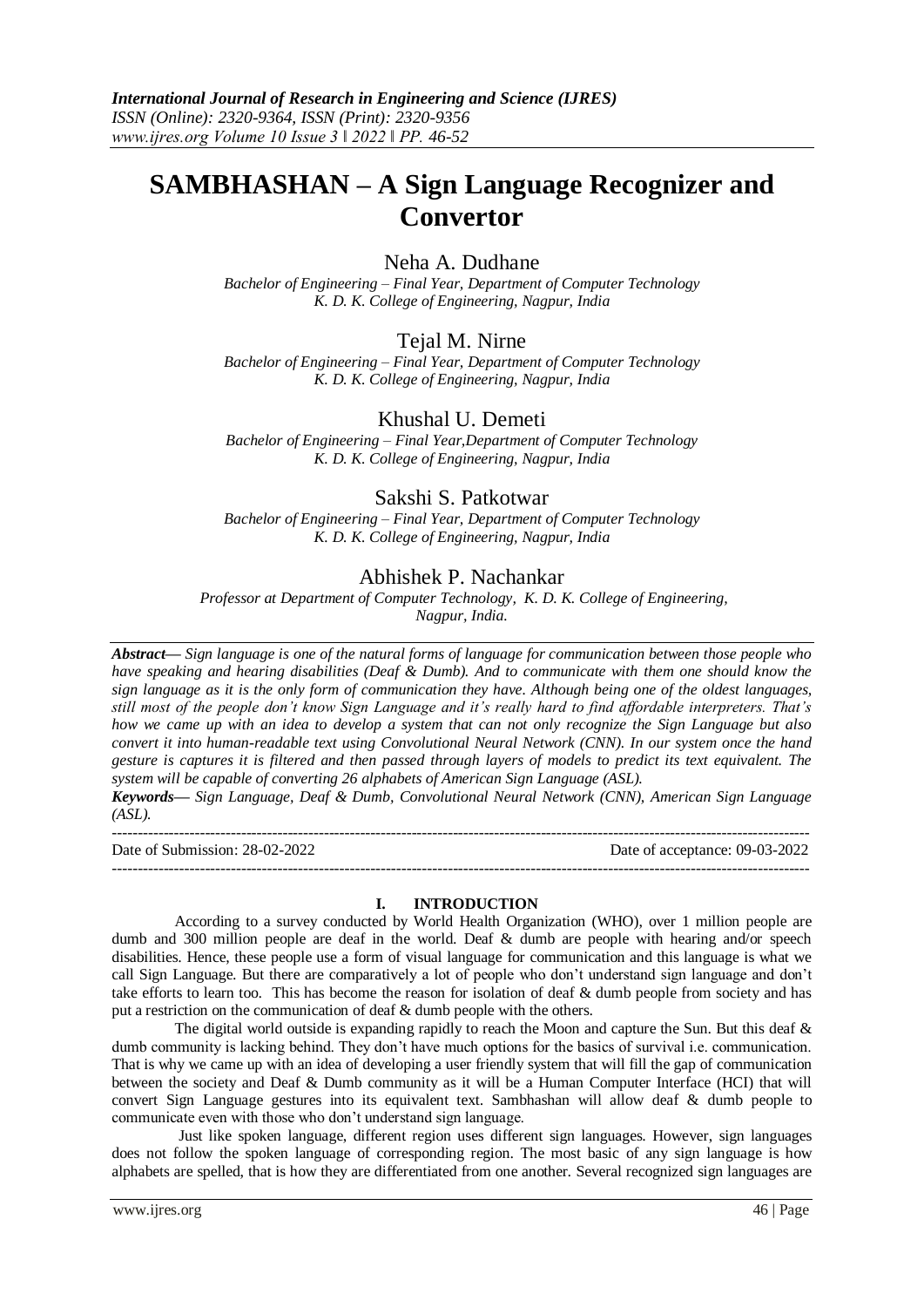# SAMBHASHAN – A Sign Language Recognizer and Convertor

Neha A. Dudhane
*Bachelor of Engineering – Final Year, Department of Computer Technology*
*K. D. K. College of Engineering, Nagpur, India*

Tejal M. Nirne
*Bachelor of Engineering – Final Year, Department of Computer Technology*
*K. D. K. College of Engineering, Nagpur, India*

Khushal U. Demeti
*Bachelor of Engineering – Final Year,Department of Computer Technology*
*K. D. K. College of Engineering, Nagpur, India*

Sakshi S. Patkotwar
*Bachelor of Engineering – Final Year, Department of Computer Technology*
*K. D. K. College of Engineering, Nagpur, India*

Abhishek P. Nachankar
*Professor at Department of Computer Technology, K. D. K. College of Engineering, Nagpur, India.*

***Abstract—*** *Sign language is one of the natural forms of language for communication between those people who have speaking and hearing disabilities (Deaf & Dumb). And to communicate with them one should know the sign language as it is the only form of communication they have. Although being one of the oldest languages, still most of the people don't know Sign Language and it's really hard to find affordable interpreters. That's how we came up with an idea to develop a system that can not only recognize the Sign Language but also convert it into human-readable text using Convolutional Neural Network (CNN). In our system once the hand gesture is captures it is filtered and then passed through layers of models to predict its text equivalent. The system will be capable of converting 26 alphabets of American Sign Language (ASL).*

***Keywords—*** *Sign Language, Deaf & Dumb, Convolutional Neural Network (CNN), American Sign Language (ASL).*

---

Date of Submission: 28-02-2022 Date of acceptance: 09-03-2022

---

## I. INTRODUCTION

According to a survey conducted by World Health Organization (WHO), over 1 million people are dumb and 300 million people are deaf in the world. Deaf & dumb are people with hearing and/or speech disabilities. Hence, these people use a form of visual language for communication and this language is what we call Sign Language. But there are comparatively a lot of people who don't understand sign language and don't take efforts to learn too. This has become the reason for isolation of deaf & dumb people from society and has put a restriction on the communication of deaf & dumb people with the others.

The digital world outside is expanding rapidly to reach the Moon and capture the Sun. But this deaf & dumb community is lacking behind. They don't have much options for the basics of survival i.e. communication. That is why we came up with an idea of developing a user friendly system that will fill the gap of communication between the society and Deaf & Dumb community as it will be a Human Computer Interface (HCI) that will convert Sign Language gestures into its equivalent text. Sambhashan will allow deaf & dumb people to communicate even with those who don't understand sign language.

Just like spoken language, different region uses different sign languages. However, sign languages does not follow the spoken language of corresponding region. The most basic of any sign language is how alphabets are spelled, that is how they are differentiated from one another. Several recognized sign languages are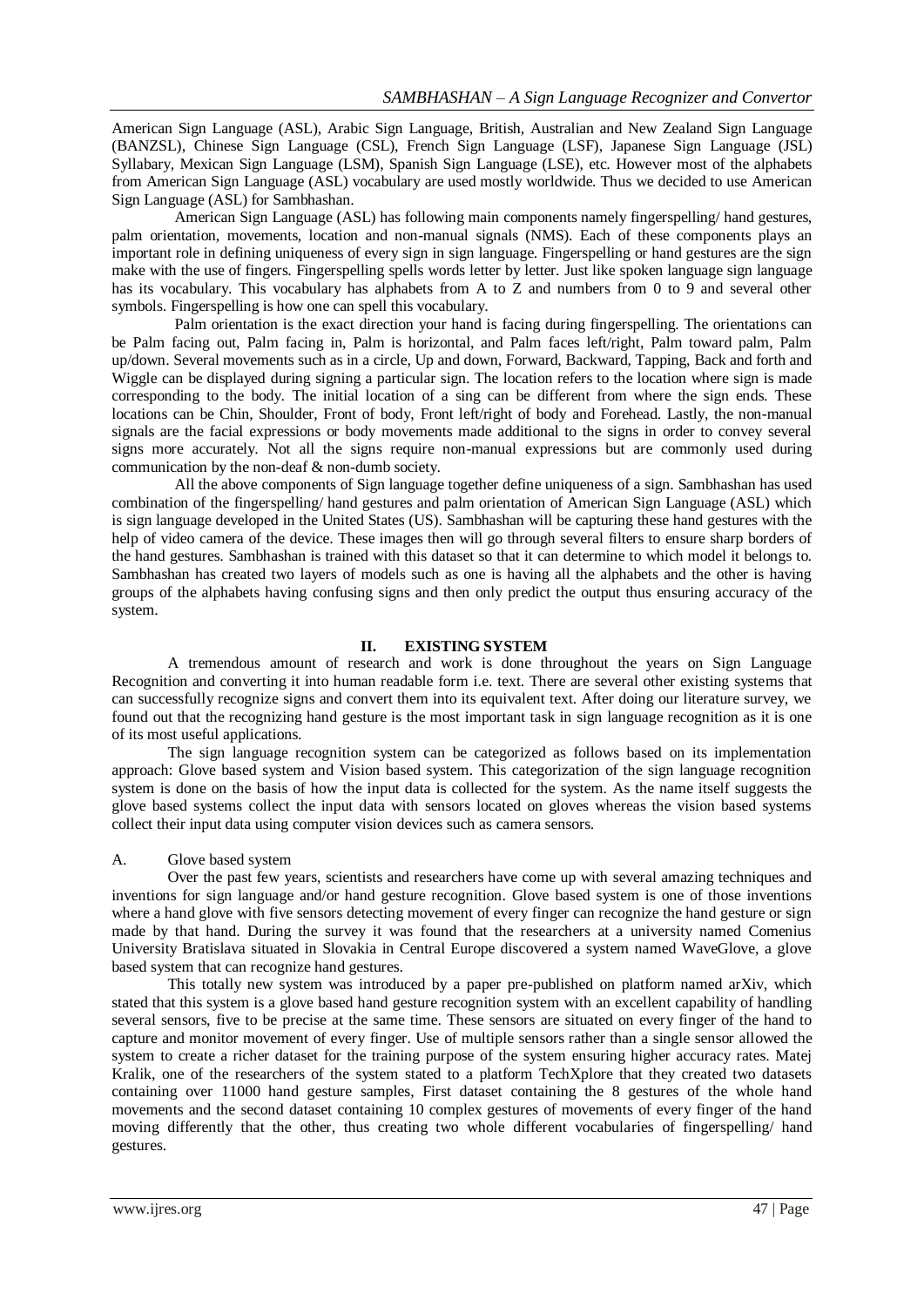American Sign Language (ASL), Arabic Sign Language, British, Australian and New Zealand Sign Language (BANZSL), Chinese Sign Language (CSL), French Sign Language (LSF), Japanese Sign Language (JSL) Syllabary, Mexican Sign Language (LSM), Spanish Sign Language (LSE), etc. However most of the alphabets from American Sign Language (ASL) vocabulary are used mostly worldwide. Thus we decided to use American Sign Language (ASL) for Sambhashan.

American Sign Language (ASL) has following main components namely fingerspelling/ hand gestures, palm orientation, movements, location and non-manual signals (NMS). Each of these components plays an important role in defining uniqueness of every sign in sign language. Fingerspelling or hand gestures are the sign make with the use of fingers. Fingerspelling spells words letter by letter. Just like spoken language sign language has its vocabulary. This vocabulary has alphabets from A to Z and numbers from 0 to 9 and several other symbols. Fingerspelling is how one can spell this vocabulary.

Palm orientation is the exact direction your hand is facing during fingerspelling. The orientations can be Palm facing out, Palm facing in, Palm is horizontal, and Palm faces left/right, Palm toward palm, Palm up/down. Several movements such as in a circle, Up and down, Forward, Backward, Tapping, Back and forth and Wiggle can be displayed during signing a particular sign. The location refers to the location where sign is made corresponding to the body. The initial location of a sing can be different from where the sign ends. These locations can be Chin, Shoulder, Front of body, Front left/right of body and Forehead. Lastly, the non-manual signals are the facial expressions or body movements made additional to the signs in order to convey several signs more accurately. Not all the signs require non-manual expressions but are commonly used during communication by the non-deaf & non-dumb society.

All the above components of Sign language together define uniqueness of a sign. Sambhashan has used combination of the fingerspelling/ hand gestures and palm orientation of American Sign Language (ASL) which is sign language developed in the United States (US). Sambhashan will be capturing these hand gestures with the help of video camera of the device. These images then will go through several filters to ensure sharp borders of the hand gestures. Sambhashan is trained with this dataset so that it can determine to which model it belongs to. Sambhashan has created two layers of models such as one is having all the alphabets and the other is having groups of the alphabets having confusing signs and then only predict the output thus ensuring accuracy of the system.

## II. EXISTING SYSTEM

A tremendous amount of research and work is done throughout the years on Sign Language Recognition and converting it into human readable form i.e. text. There are several other existing systems that can successfully recognize signs and convert them into its equivalent text. After doing our literature survey, we found out that the recognizing hand gesture is the most important task in sign language recognition as it is one of its most useful applications.

The sign language recognition system can be categorized as follows based on its implementation approach: Glove based system and Vision based system. This categorization of the sign language recognition system is done on the basis of how the input data is collected for the system. As the name itself suggests the glove based systems collect the input data with sensors located on gloves whereas the vision based systems collect their input data using computer vision devices such as camera sensors.

### A. Glove based system

Over the past few years, scientists and researchers have come up with several amazing techniques and inventions for sign language and/or hand gesture recognition. Glove based system is one of those inventions where a hand glove with five sensors detecting movement of every finger can recognize the hand gesture or sign made by that hand. During the survey it was found that the researchers at a university named Comenius University Bratislava situated in Slovakia in Central Europe discovered a system named WaveGlove, a glove based system that can recognize hand gestures.

This totally new system was introduced by a paper pre-published on platform named arXiv, which stated that this system is a glove based hand gesture recognition system with an excellent capability of handling several sensors, five to be precise at the same time. These sensors are situated on every finger of the hand to capture and monitor movement of every finger. Use of multiple sensors rather than a single sensor allowed the system to create a richer dataset for the training purpose of the system ensuring higher accuracy rates. Matej Kralik, one of the researchers of the system stated to a platform TechXplore that they created two datasets containing over 11000 hand gesture samples, First dataset containing the 8 gestures of the whole hand movements and the second dataset containing 10 complex gestures of movements of every finger of the hand moving differently that the other, thus creating two whole different vocabularies of fingerspelling/ hand gestures.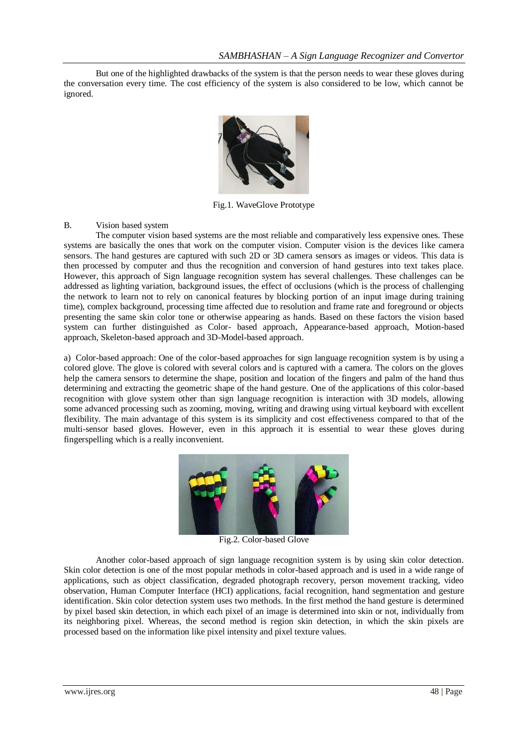But one of the highlighted drawbacks of the system is that the person needs to wear these gloves during the conversation every time. The cost efficiency of the system is also considered to be low, which cannot be ignored.

Fig.1. WaveGlove Prototype

### B. Vision based system

The computer vision based systems are the most reliable and comparatively less expensive ones. These systems are basically the ones that work on the computer vision. Computer vision is the devices like camera sensors. The hand gestures are captured with such 2D or 3D camera sensors as images or videos. This data is then processed by computer and thus the recognition and conversion of hand gestures into text takes place. However, this approach of Sign language recognition system has several challenges. These challenges can be addressed as lighting variation, background issues, the effect of occlusions (which is the process of challenging the network to learn not to rely on canonical features by blocking portion of an input image during training time), complex background, processing time affected due to resolution and frame rate and foreground or objects presenting the same skin color tone or otherwise appearing as hands. Based on these factors the vision based system can further distinguished as Color- based approach, Appearance-based approach, Motion-based approach, Skeleton-based approach and 3D-Model-based approach.

a) Color-based approach: One of the color-based approaches for sign language recognition system is by using a colored glove. The glove is colored with several colors and is captured with a camera. The colors on the gloves help the camera sensors to determine the shape, position and location of the fingers and palm of the hand thus determining and extracting the geometric shape of the hand gesture. One of the applications of this color-based recognition with glove system other than sign language recognition is interaction with 3D models, allowing some advanced processing such as zooming, moving, writing and drawing using virtual keyboard with excellent flexibility. The main advantage of this system is its simplicity and cost effectiveness compared to that of the multi-sensor based gloves. However, even in this approach it is essential to wear these gloves during fingerspelling which is a really inconvenient.

Fig.2. Color-based Glove

Another color-based approach of sign language recognition system is by using skin color detection. Skin color detection is one of the most popular methods in color-based approach and is used in a wide range of applications, such as object classification, degraded photograph recovery, person movement tracking, video observation, Human Computer Interface (HCI) applications, facial recognition, hand segmentation and gesture identification. Skin color detection system uses two methods. In the first method the hand gesture is determined by pixel based skin detection, in which each pixel of an image is determined into skin or not, individually from its neighboring pixel. Whereas, the second method is region skin detection, in which the skin pixels are processed based on the information like pixel intensity and pixel texture values.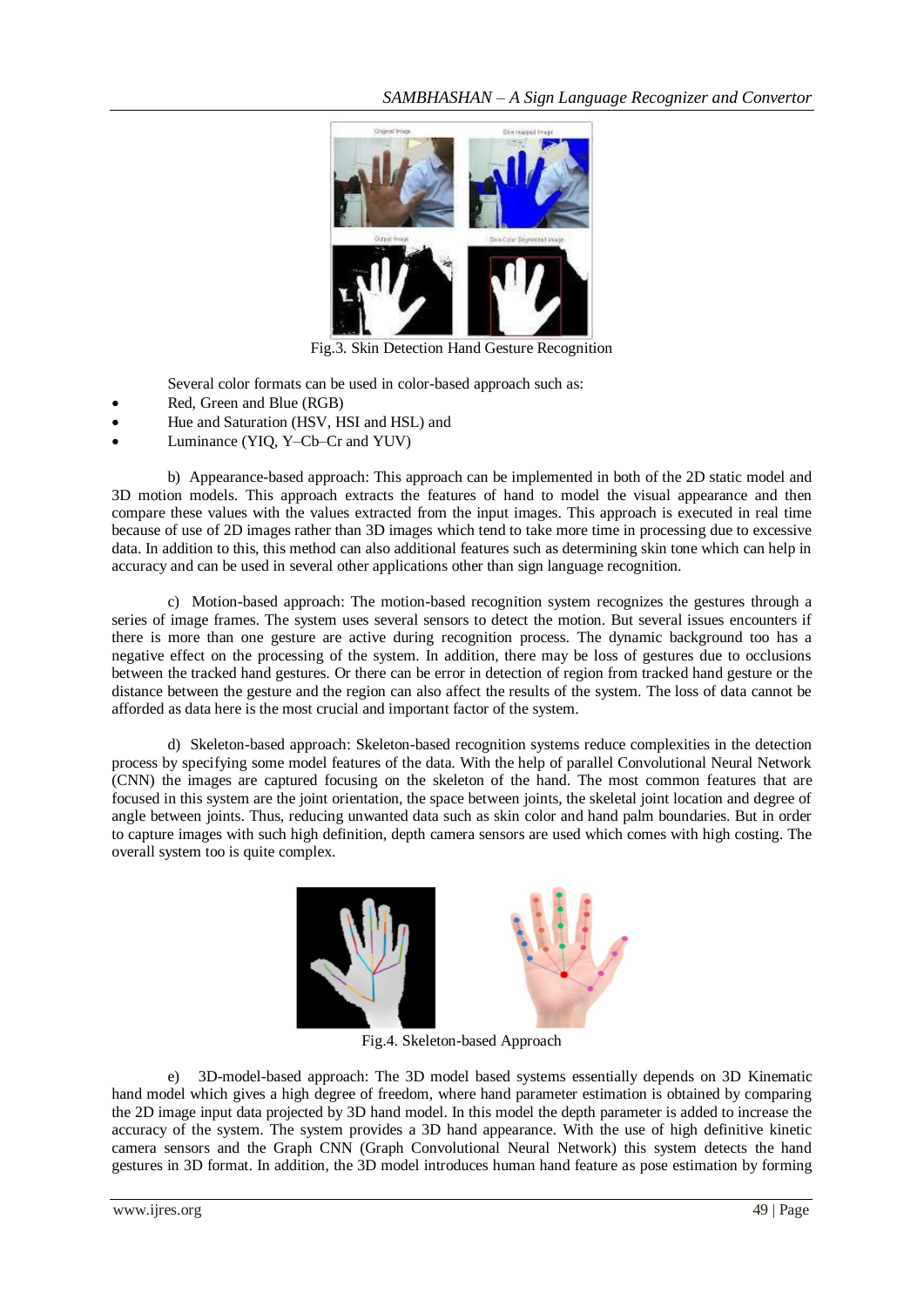Fig.3. Skin Detection Hand Gesture Recognition

Several color formats can be used in color-based approach such as:

- Red, Green and Blue (RGB)
- Hue and Saturation (HSV, HSI and HSL) and
- Luminance (YIQ, Y–Cb–Cr and YUV)

b) Appearance-based approach: This approach can be implemented in both of the 2D static model and 3D motion models. This approach extracts the features of hand to model the visual appearance and then compare these values with the values extracted from the input images. This approach is executed in real time because of use of 2D images rather than 3D images which tend to take more time in processing due to excessive data. In addition to this, this method can also additional features such as determining skin tone which can help in accuracy and can be used in several other applications other than sign language recognition.

c) Motion-based approach: The motion-based recognition system recognizes the gestures through a series of image frames. The system uses several sensors to detect the motion. But several issues encounters if there is more than one gesture are active during recognition process. The dynamic background too has a negative effect on the processing of the system. In addition, there may be loss of gestures due to occlusions between the tracked hand gestures. Or there can be error in detection of region from tracked hand gesture or the distance between the gesture and the region can also affect the results of the system. The loss of data cannot be afforded as data here is the most crucial and important factor of the system.

d) Skeleton-based approach: Skeleton-based recognition systems reduce complexities in the detection process by specifying some model features of the data. With the help of parallel Convolutional Neural Network (CNN) the images are captured focusing on the skeleton of the hand. The most common features that are focused in this system are the joint orientation, the space between joints, the skeletal joint location and degree of angle between joints. Thus, reducing unwanted data such as skin color and hand palm boundaries. But in order to capture images with such high definition, depth camera sensors are used which comes with high costing. The overall system too is quite complex.

Fig.4. Skeleton-based Approach

e) 3D-model-based approach: The 3D model based systems essentially depends on 3D Kinematic hand model which gives a high degree of freedom, where hand parameter estimation is obtained by comparing the 2D image input data projected by 3D hand model. In this model the depth parameter is added to increase the accuracy of the system. The system provides a 3D hand appearance. With the use of high definitive kinetic camera sensors and the Graph CNN (Graph Convolutional Neural Network) this system detects the hand gestures in 3D format. In addition, the 3D model introduces human hand feature as pose estimation by forming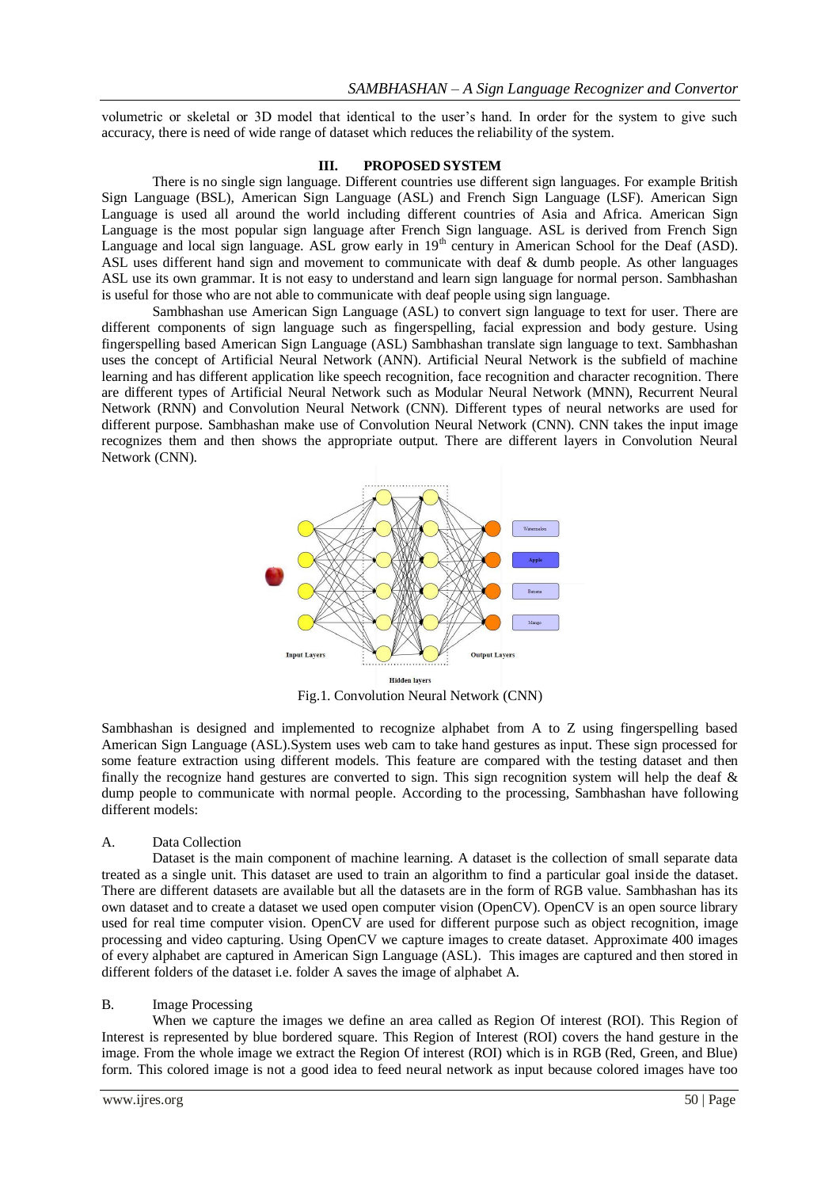volumetric or skeletal or 3D model that identical to the user's hand. In order for the system to give such accuracy, there is need of wide range of dataset which reduces the reliability of the system.

## III. PROPOSED SYSTEM

There is no single sign language. Different countries use different sign languages. For example British Sign Language (BSL), American Sign Language (ASL) and French Sign Language (LSF). American Sign Language is used all around the world including different countries of Asia and Africa. American Sign Language is the most popular sign language after French Sign language. ASL is derived from French Sign Language and local sign language. ASL grow early in 19th century in American School for the Deaf (ASD). ASL uses different hand sign and movement to communicate with deaf & dumb people. As other languages ASL use its own grammar. It is not easy to understand and learn sign language for normal person. Sambhashan is useful for those who are not able to communicate with deaf people using sign language.

Sambhashan use American Sign Language (ASL) to convert sign language to text for user. There are different components of sign language such as fingerspelling, facial expression and body gesture. Using fingerspelling based American Sign Language (ASL) Sambhashan translate sign language to text. Sambhashan uses the concept of Artificial Neural Network (ANN). Artificial Neural Network is the subfield of machine learning and has different application like speech recognition, face recognition and character recognition. There are different types of Artificial Neural Network such as Modular Neural Network (MNN), Recurrent Neural Network (RNN) and Convolution Neural Network (CNN). Different types of neural networks are used for different purpose. Sambhashan make use of Convolution Neural Network (CNN). CNN takes the input image recognizes them and then shows the appropriate output. There are different layers in Convolution Neural Network (CNN).

Fig.1. Convolution Neural Network (CNN)

Sambhashan is designed and implemented to recognize alphabet from A to Z using fingerspelling based American Sign Language (ASL).System uses web cam to take hand gestures as input. These sign processed for some feature extraction using different models. This feature are compared with the testing dataset and then finally the recognize hand gestures are converted to sign. This sign recognition system will help the deaf & dump people to communicate with normal people. According to the processing, Sambhashan have following different models:

### A. Data Collection

Dataset is the main component of machine learning. A dataset is the collection of small separate data treated as a single unit. This dataset are used to train an algorithm to find a particular goal inside the dataset. There are different datasets are available but all the datasets are in the form of RGB value. Sambhashan has its own dataset and to create a dataset we used open computer vision (OpenCV). OpenCV is an open source library used for real time computer vision. OpenCV are used for different purpose such as object recognition, image processing and video capturing. Using OpenCV we capture images to create dataset. Approximate 400 images of every alphabet are captured in American Sign Language (ASL). This images are captured and then stored in different folders of the dataset i.e. folder A saves the image of alphabet A.

### B. Image Processing

When we capture the images we define an area called as Region Of interest (ROI). This Region of Interest is represented by blue bordered square. This Region of Interest (ROI) covers the hand gesture in the image. From the whole image we extract the Region Of interest (ROI) which is in RGB (Red, Green, and Blue) form. This colored image is not a good idea to feed neural network as input because colored images have too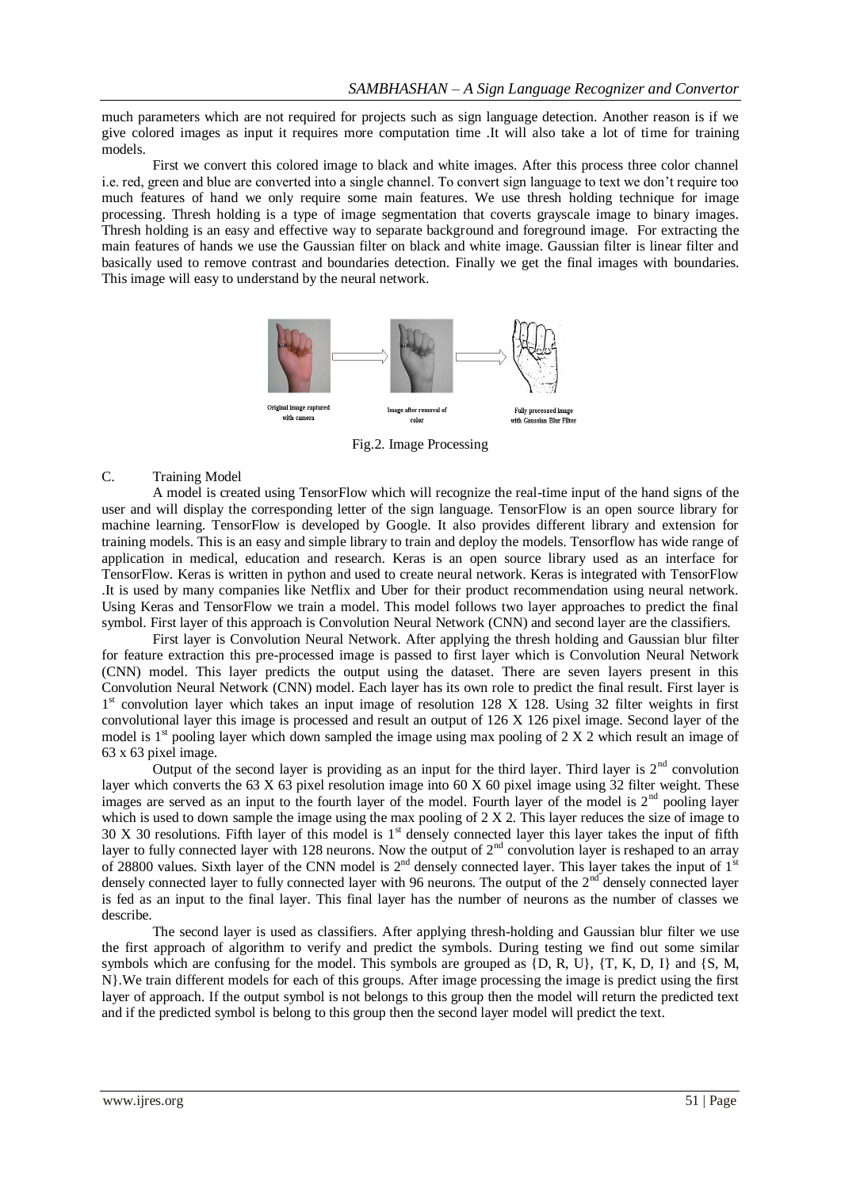much parameters which are not required for projects such as sign language detection. Another reason is if we give colored images as input it requires more computation time .It will also take a lot of time for training models.

First we convert this colored image to black and white images. After this process three color channel i.e. red, green and blue are converted into a single channel. To convert sign language to text we don't require too much features of hand we only require some main features. We use thresh holding technique for image processing. Thresh holding is a type of image segmentation that coverts grayscale image to binary images. Thresh holding is an easy and effective way to separate background and foreground image. For extracting the main features of hands we use the Gaussian filter on black and white image. Gaussian filter is linear filter and basically used to remove contrast and boundaries detection. Finally we get the final images with boundaries. This image will easy to understand by the neural network.

Original image captured with camera → Image after removal of color → Fully processed image with Gaussian Blur Filter

Fig.2. Image Processing

### C. Training Model

A model is created using TensorFlow which will recognize the real-time input of the hand signs of the user and will display the corresponding letter of the sign language. TensorFlow is an open source library for machine learning. TensorFlow is developed by Google. It also provides different library and extension for training models. This is an easy and simple library to train and deploy the models. Tensorflow has wide range of application in medical, education and research. Keras is an open source library used as an interface for TensorFlow. Keras is written in python and used to create neural network. Keras is integrated with TensorFlow .It is used by many companies like Netflix and Uber for their product recommendation using neural network. Using Keras and TensorFlow we train a model. This model follows two layer approaches to predict the final symbol. First layer of this approach is Convolution Neural Network (CNN) and second layer are the classifiers.

First layer is Convolution Neural Network. After applying the thresh holding and Gaussian blur filter for feature extraction this pre-processed image is passed to first layer which is Convolution Neural Network (CNN) model. This layer predicts the output using the dataset. There are seven layers present in this Convolution Neural Network (CNN) model. Each layer has its own role to predict the final result. First layer is 1st convolution layer which takes an input image of resolution 128 X 128. Using 32 filter weights in first convolutional layer this image is processed and result an output of 126 X 126 pixel image. Second layer of the model is 1st pooling layer which down sampled the image using max pooling of 2 X 2 which result an image of 63 x 63 pixel image.

Output of the second layer is providing as an input for the third layer. Third layer is 2nd convolution layer which converts the 63 X 63 pixel resolution image into 60 X 60 pixel image using 32 filter weight. These images are served as an input to the fourth layer of the model. Fourth layer of the model is 2nd pooling layer which is used to down sample the image using the max pooling of 2 X 2. This layer reduces the size of image to 30 X 30 resolutions. Fifth layer of this model is 1st densely connected layer this layer takes the input of fifth layer to fully connected layer with 128 neurons. Now the output of 2nd convolution layer is reshaped to an array of 28800 values. Sixth layer of the CNN model is 2nd densely connected layer. This layer takes the input of 1st densely connected layer to fully connected layer with 96 neurons. The output of the 2nd densely connected layer is fed as an input to the final layer. This final layer has the number of neurons as the number of classes we describe.

The second layer is used as classifiers. After applying thresh-holding and Gaussian blur filter we use the first approach of algorithm to verify and predict the symbols. During testing we find out some similar symbols which are confusing for the model. This symbols are grouped as {D, R, U}, {T, K, D, I} and {S, M, N}.We train different models for each of this groups. After image processing the image is predict using the first layer of approach. If the output symbol is not belongs to this group then the model will return the predicted text and if the predicted symbol is belong to this group then the second layer model will predict the text.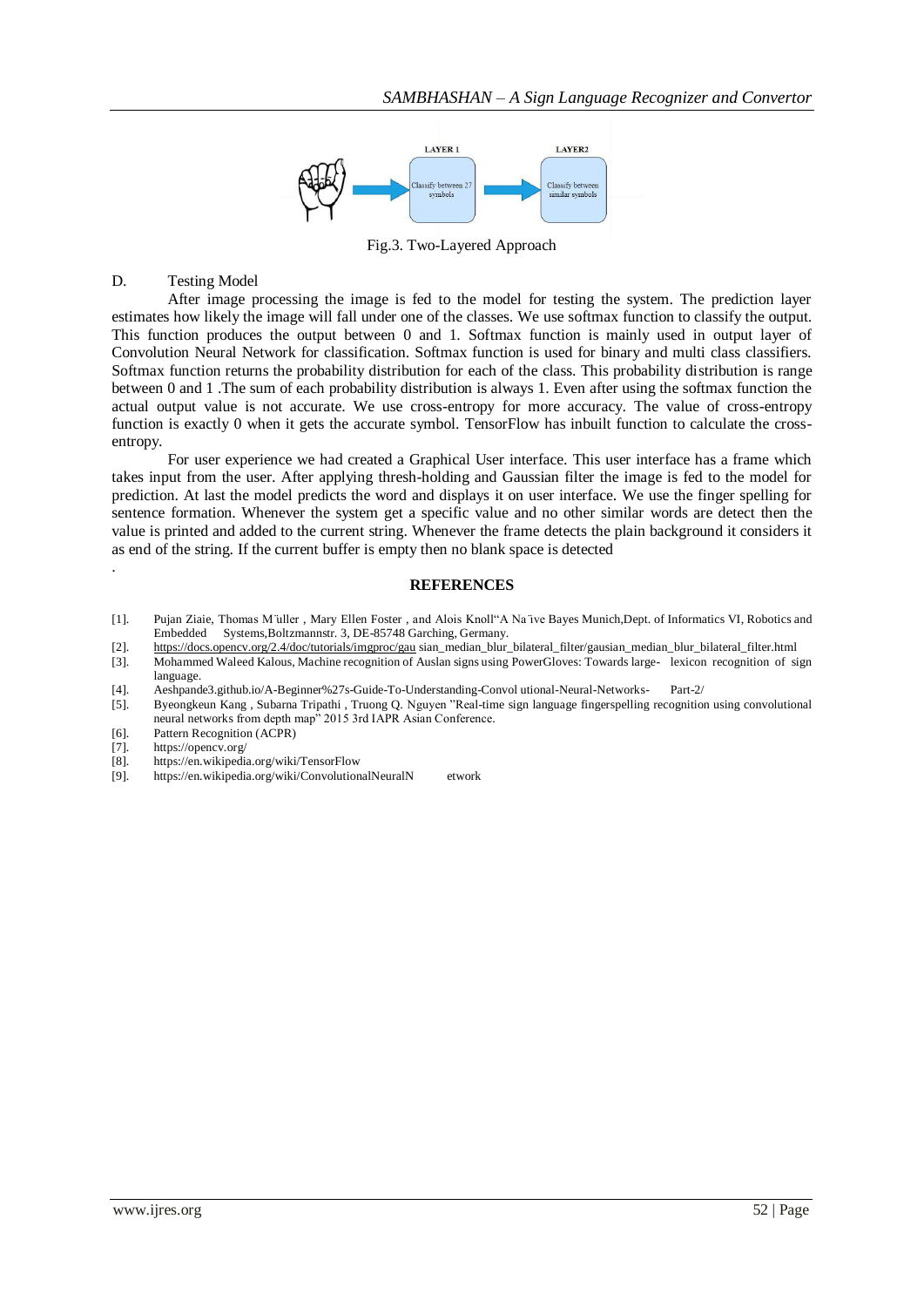LAYER 1

Classify between 27 symbols

LAYER2

Classify between similar symbols

Fig.3. Two-Layered Approach

D. Testing Model

After image processing the image is fed to the model for testing the system. The prediction layer estimates how likely the image will fall under one of the classes. We use softmax function to classify the output. This function produces the output between 0 and 1. Softmax function is mainly used in output layer of Convolution Neural Network for classification. Softmax function is used for binary and multi class classifiers. Softmax function returns the probability distribution for each of the class. This probability distribution is range between 0 and 1 .The sum of each probability distribution is always 1. Even after using the softmax function the actual output value is not accurate. We use cross-entropy for more accuracy. The value of cross-entropy function is exactly 0 when it gets the accurate symbol. TensorFlow has inbuilt function to calculate the cross-entropy.

For user experience we had created a Graphical User interface. This user interface has a frame which takes input from the user. After applying thresh-holding and Gaussian filter the image is fed to the model for prediction. At last the model predicts the word and displays it on user interface. We use the finger spelling for sentence formation. Whenever the system get a specific value and no other similar words are detect then the value is printed and added to the current string. Whenever the frame detects the plain background it considers it as end of the string. If the current buffer is empty then no blank space is detected

.

## REFERENCES

[1]. Pujan Ziaie, Thomas M ̈uller , Mary Ellen Foster , and Alois Knoll"A Na ̈ive Bayes Munich,Dept. of Informatics VI, Robotics and Embedded Systems,Boltzmannstr. 3, DE-85748 Garching, Germany.

[2]. https://docs.opencv.org/2.4/doc/tutorials/imgproc/gau sian_median_blur_bilateral_filter/gausian_median_blur_bilateral_filter.html

[3]. Mohammed Waleed Kalous, Machine recognition of Auslan signs using PowerGloves: Towards large- lexicon recognition of sign language.

[4]. Aeshpande3.github.io/A-Beginner%27s-Guide-To-Understanding-Convol utional-Neural-Networks- Part-2/

[5]. Byeongkeun Kang , Subarna Tripathi , Truong Q. Nguyen "Real-time sign language fingerspelling recognition using convolutional neural networks from depth map" 2015 3rd IAPR Asian Conference.

[6]. Pattern Recognition (ACPR)

[7]. https://opencv.org/

[8]. https://en.wikipedia.org/wiki/TensorFlow

[9]. https://en.wikipedia.org/wiki/ConvolutionalNeuralN etwork